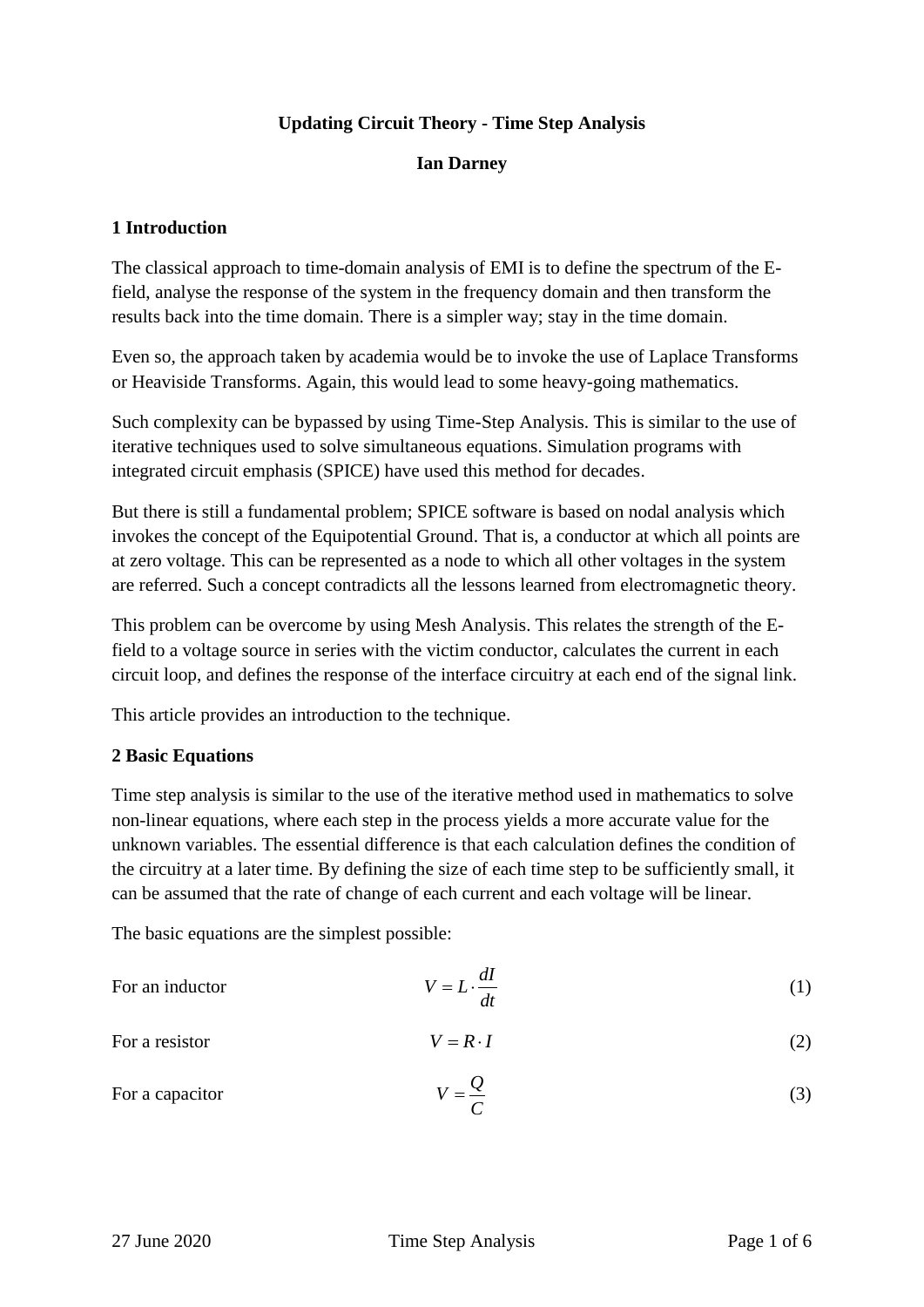# Updating Circuit Theory - Time Step Analysis

**Ian Darney**

## 1 Introduction

The classical approach to time-domain analysis of EMI is to define the spectrum of the E-field, analyse the response of the system in the frequency domain and then transform the results back into the time domain. There is a simpler way; stay in the time domain.

Even so, the approach taken by academia would be to invoke the use of Laplace Transforms or Heaviside Transforms. Again, this would lead to some heavy-going mathematics.

Such complexity can be bypassed by using Time-Step Analysis. This is similar to the use of iterative techniques used to solve simultaneous equations. Simulation programs with integrated circuit emphasis (SPICE) have used this method for decades.

But there is still a fundamental problem; SPICE software is based on nodal analysis which invokes the concept of the Equipotential Ground. That is, a conductor at which all points are at zero voltage. This can be represented as a node to which all other voltages in the system are referred. Such a concept contradicts all the lessons learned from electromagnetic theory.

This problem can be overcome by using Mesh Analysis. This relates the strength of the E-field to a voltage source in series with the victim conductor, calculates the current in each circuit loop, and defines the response of the interface circuitry at each end of the signal link.

This article provides an introduction to the technique.

## 2 Basic Equations

Time step analysis is similar to the use of the iterative method used in mathematics to solve non-linear equations, where each step in the process yields a more accurate value for the unknown variables. The essential difference is that each calculation defines the condition of the circuitry at a later time. By defining the size of each time step to be sufficiently small, it can be assumed that the rate of change of each current and each voltage will be linear.

The basic equations are the simplest possible:

For an inductor
$$V = L \cdot \frac{dI}{dt} \tag{1}$$

For a resistor
$$V = R \cdot I \tag{2}$$

For a capacitor
$$V = \frac{Q}{C} \tag{3}$$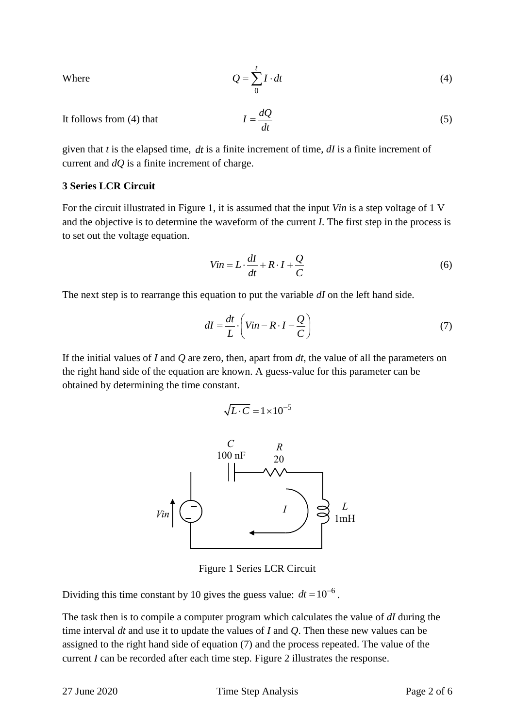Where

$$Q = \sum_{0}^{t} I \cdot dt \tag{4}$$

It follows from (4) that

$$I = \frac{dQ}{dt} \tag{5}$$

given that $t$ is the elapsed time, $dt$ is a finite increment of time, $dI$ is a finite increment of current and $dQ$ is a finite increment of charge.

**3 Series LCR Circuit**

For the circuit illustrated in Figure 1, it is assumed that the input *Vin* is a step voltage of 1 V and the objective is to determine the waveform of the current $I$. The first step in the process is to set out the voltage equation.

$$Vin = L \cdot \frac{dI}{dt} + R \cdot I + \frac{Q}{C} \tag{6}$$

The next step is to rearrange this equation to put the variable $dI$ on the left hand side.

$$dI = \frac{dt}{L} \cdot \left( Vin - R \cdot I - \frac{Q}{C} \right) \tag{7}$$

If the initial values of $I$ and $Q$ are zero, then, apart from $dt$, the value of all the parameters on the right hand side of the equation are known. A guess-value for this parameter can be obtained by determining the time constant.

$$\sqrt{L \cdot C} = 1 \times 10^{-5}$$

Figure 1 Series LCR Circuit

Dividing this time constant by 10 gives the guess value: $dt = 10^{-6}$.

The task then is to compile a computer program which calculates the value of $dI$ during the time interval $dt$ and use it to update the values of $I$ and $Q$. Then these new values can be assigned to the right hand side of equation (7) and the process repeated. The value of the current $I$ can be recorded after each time step. Figure 2 illustrates the response.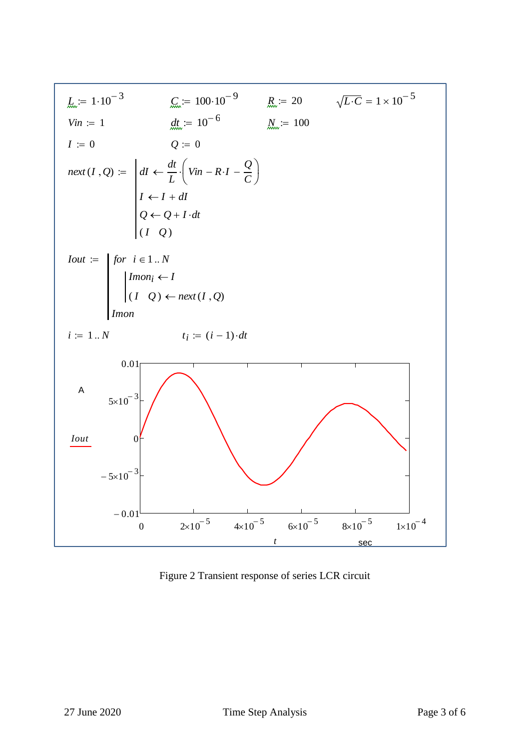$L := 1 \cdot 10^{-3}$ $\quad C := 100 \cdot 10^{-9}$ $\quad R := 20$ $\quad \sqrt{L \cdot C} = 1 \times 10^{-5}$

$Vin := 1$ $\quad dt := 10^{-6}$ $\quad N := 100$

$I := 0$ $\quad Q := 0$

$$next(I, Q) := \left| \begin{array}{l} dI \leftarrow \dfrac{dt}{L} \cdot \left( Vin - R \cdot I - \dfrac{Q}{C} \right) \\ I \leftarrow I + dI \\ Q \leftarrow Q + I \cdot dt \\ (I \quad Q) \end{array} \right.$$

$$Iout := \left| \begin{array}{l} \text{for } i \in 1..N \\ \quad \left| \begin{array}{l} Imon_i \leftarrow I \\ (I \quad Q) \leftarrow next(I, Q) \end{array} \right. \\ Imon \end{array} \right.$$

$i := 1..N$ $\quad t_i := (i - 1) \cdot dt$

Figure 2 Transient response of series LCR circuit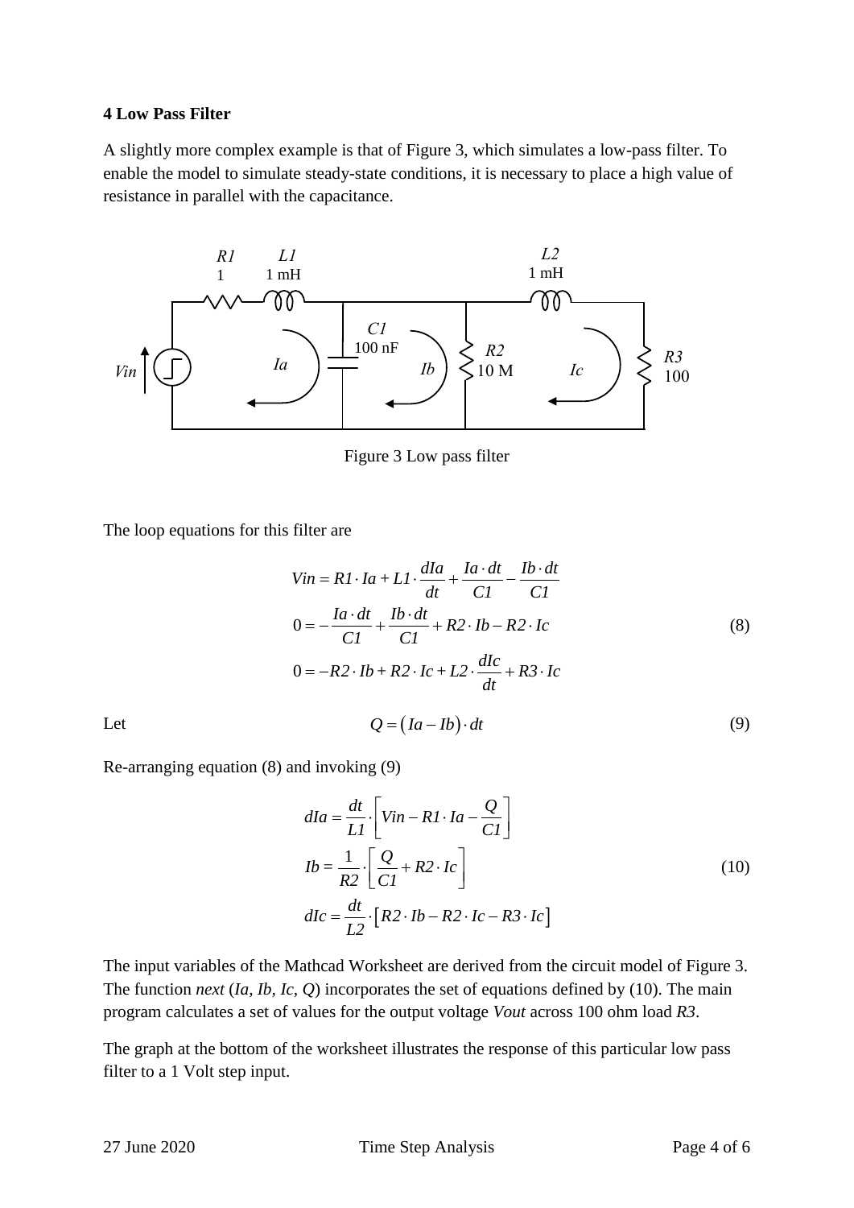### 4 Low Pass Filter

A slightly more complex example is that of Figure 3, which simulates a low-pass filter. To enable the model to simulate steady-state conditions, it is necessary to place a high value of resistance in parallel with the capacitance.

Figure 3 Low pass filter

The loop equations for this filter are

$$
\begin{aligned}
Vin &= R1 \cdot Ia + L1 \cdot \frac{dIa}{dt} + \frac{Ia \cdot dt}{C1} - \frac{Ib \cdot dt}{C1} \\
0 &= -\frac{Ia \cdot dt}{C1} + \frac{Ib \cdot dt}{C1} + R2 \cdot Ib - R2 \cdot Ic \\
0 &= -R2 \cdot Ib + R2 \cdot Ic + L2 \cdot \frac{dIc}{dt} + R3 \cdot Ic
\end{aligned}
\tag{8}
$$

Let

$$
Q = \left( Ia - Ib \right) \cdot dt \tag{9}
$$

Re-arranging equation (8) and invoking (9)

$$
\begin{aligned}
dIa &= \frac{dt}{L1} \cdot \left[ Vin - R1 \cdot Ia - \frac{Q}{C1} \right] \\
Ib &= \frac{1}{R2} \cdot \left[ \frac{Q}{C1} + R2 \cdot Ic \right] \\
dIc &= \frac{dt}{L2} \cdot \left[ R2 \cdot Ib - R2 \cdot Ic - R3 \cdot Ic \right]
\end{aligned}
\tag{10}
$$

The input variables of the Mathcad Worksheet are derived from the circuit model of Figure 3. The function *next* (*Ia, Ib, Ic, Q*) incorporates the set of equations defined by (10). The main program calculates a set of values for the output voltage *Vout* across 100 ohm load *R3*.

The graph at the bottom of the worksheet illustrates the response of this particular low pass filter to a 1 Volt step input.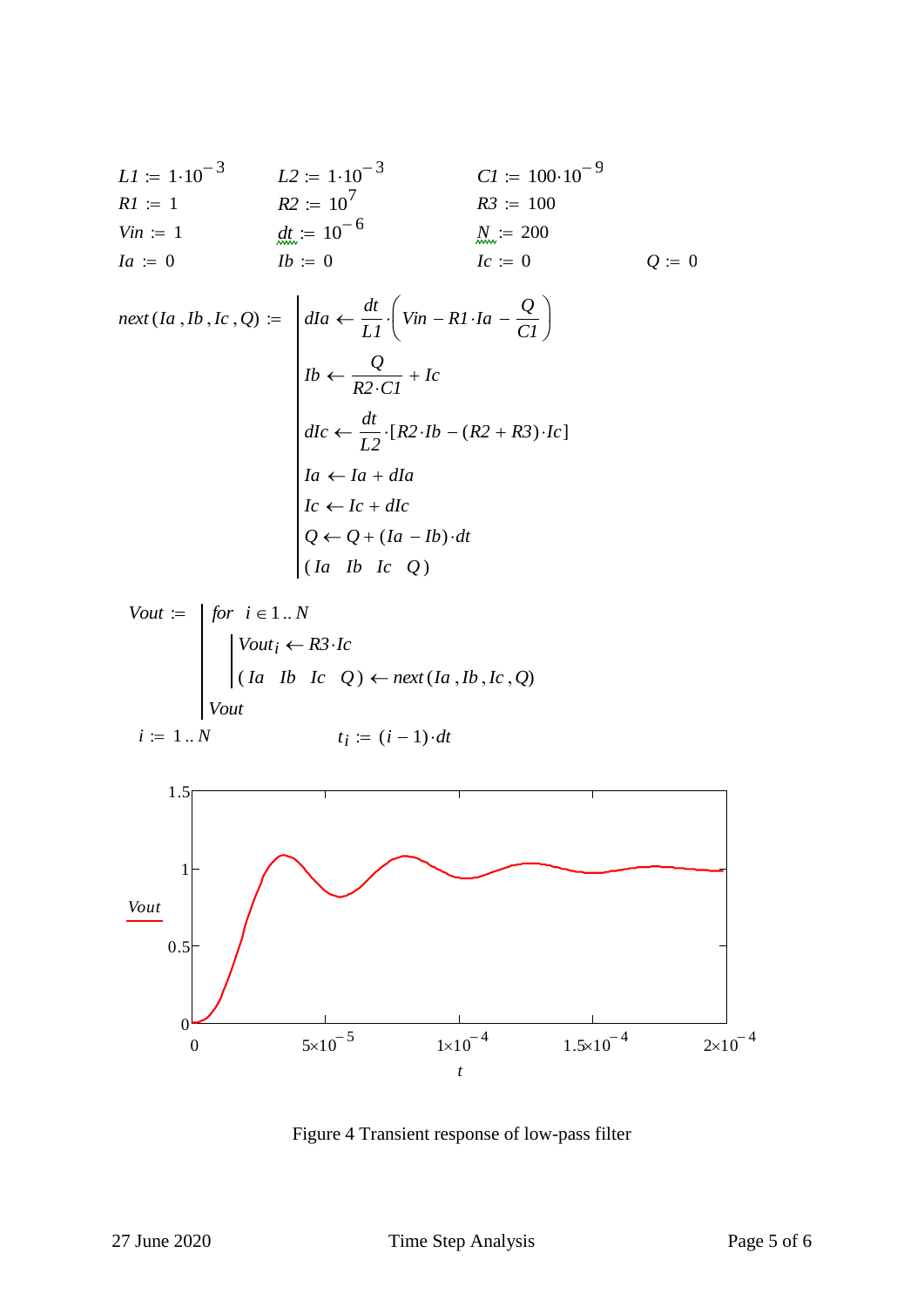$L1 := 1\cdot10^{-3}$ $\quad$ $L2 := 1\cdot10^{-3}$ $\quad$ $C1 := 100\cdot10^{-9}$

$R1 := 1$ $\quad$ $R2 := 10^{7}$ $\quad$ $R3 := 100$

$Vin := 1$ $\quad$ $dt := 10^{-6}$ $\quad$ $N := 200$

$Ia := 0$ $\quad$ $Ib := 0$ $\quad$ $Ic := 0$ $\quad$ $Q := 0$

$$
next(Ia, Ib, Ic, Q) := \left|
\begin{array}{l}
dIa \leftarrow \dfrac{dt}{L1}\cdot\left(Vin - R1\cdot Ia - \dfrac{Q}{C1}\right) \\
Ib \leftarrow \dfrac{Q}{R2\cdot C1} + Ic \\
dIc \leftarrow \dfrac{dt}{L2}\cdot\left[R2\cdot Ib - (R2 + R3)\cdot Ic\right] \\
Ia \leftarrow Ia + dIa \\
Ic \leftarrow Ic + dIc \\
Q \leftarrow Q + (Ia - Ib)\cdot dt \\
(Ia \quad Ib \quad Ic \quad Q)
\end{array}
\right.
$$

$$
Vout := \left|
\begin{array}{l}
\text{for } i \in 1..N \\
\quad \left| \begin{array}{l} Vout_i \leftarrow R3\cdot Ic \\ (Ia \quad Ib \quad Ic \quad Q) \leftarrow next(Ia, Ib, Ic, Q) \end{array} \right. \\
Vout
\end{array}
\right.
$$

$i := 1..N$ $\qquad$ $t_i := (i-1)\cdot dt$

Figure 4 Transient response of low-pass filter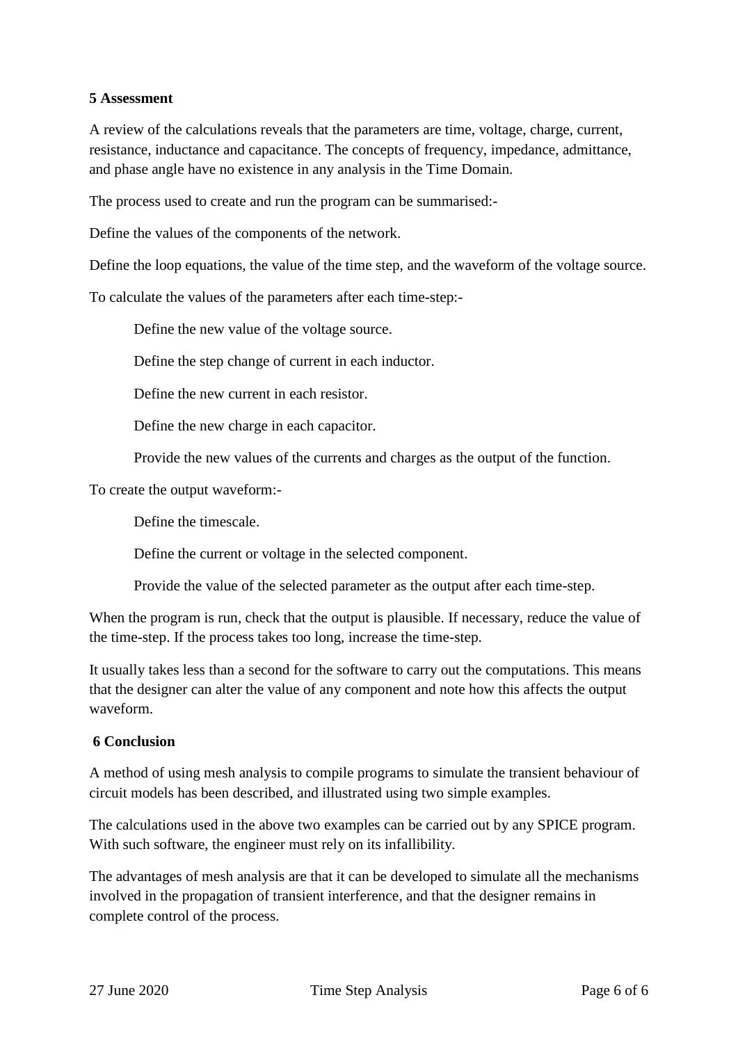## 5 Assessment

A review of the calculations reveals that the parameters are time, voltage, charge, current, resistance, inductance and capacitance. The concepts of frequency, impedance, admittance, and phase angle have no existence in any analysis in the Time Domain.

The process used to create and run the program can be summarised:-

Define the values of the components of the network.

Define the loop equations, the value of the time step, and the waveform of the voltage source.

To calculate the values of the parameters after each time-step:-

> Define the new value of the voltage source.
>
> Define the step change of current in each inductor.
>
> Define the new current in each resistor.
>
> Define the new charge in each capacitor.
>
> Provide the new values of the currents and charges as the output of the function.

To create the output waveform:-

> Define the timescale.
>
> Define the current or voltage in the selected component.
>
> Provide the value of the selected parameter as the output after each time-step.

When the program is run, check that the output is plausible. If necessary, reduce the value of the time-step. If the process takes too long, increase the time-step.

It usually takes less than a second for the software to carry out the computations. This means that the designer can alter the value of any component and note how this affects the output waveform.

## 6 Conclusion

A method of using mesh analysis to compile programs to simulate the transient behaviour of circuit models has been described, and illustrated using two simple examples.

The calculations used in the above two examples can be carried out by any SPICE program. With such software, the engineer must rely on its infallibility.

The advantages of mesh analysis are that it can be developed to simulate all the mechanisms involved in the propagation of transient interference, and that the designer remains in complete control of the process.